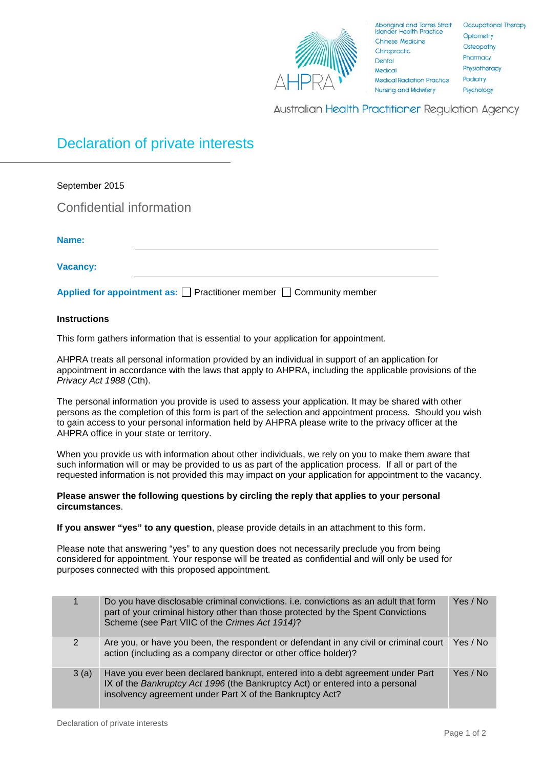Aboriginal and Torres Strait Islander Health Practice
Chinese Medicine
Chiropractic
Dental
Medical
Medical Radiation Practice
Nursing and Midwifery
Occupational Therapy
Optometry
Osteopathy
Pharmacy
Physiotherapy
Podiatry
Psychology

Australian Health Practitioner Regulation Agency

# Declaration of private interests

September 2015

## Confidential information

**Name:** ____________________

**Vacancy:** ____________________

**Applied for appointment as:** ☐ Practitioner member ☐ Community member

### Instructions

This form gathers information that is essential to your application for appointment.

AHPRA treats all personal information provided by an individual in support of an application for appointment in accordance with the laws that apply to AHPRA, including the applicable provisions of the *Privacy Act 1988* (Cth).

The personal information you provide is used to assess your application. It may be shared with other persons as the completion of this form is part of the selection and appointment process. Should you wish to gain access to your personal information held by AHPRA please write to the privacy officer at the AHPRA office in your state or territory.

When you provide us with information about other individuals, we rely on you to make them aware that such information will or may be provided to us as part of the application process. If all or part of the requested information is not provided this may impact on your application for appointment to the vacancy.

**Please answer the following questions by circling the reply that applies to your personal circumstances**.

**If you answer "yes" to any question**, please provide details in an attachment to this form.

Please note that answering "yes" to any question does not necessarily preclude you from being considered for appointment. Your response will be treated as confidential and will only be used for purposes connected with this proposed appointment.

| | | |
|---|---|---|
| 1 | Do you have disclosable criminal convictions. i.e. convictions as an adult that form part of your criminal history other than those protected by the Spent Convictions Scheme (see Part VIIC of the *Crimes Act 1914)*? | Yes / No |
| 2 | Are you, or have you been, the respondent or defendant in any civil or criminal court action (including as a company director or other office holder)? | Yes / No |
| 3 (a) | Have you ever been declared bankrupt, entered into a debt agreement under Part IX of the *Bankruptcy Act 1996* (the Bankruptcy Act) or entered into a personal insolvency agreement under Part X of the Bankruptcy Act? | Yes / No |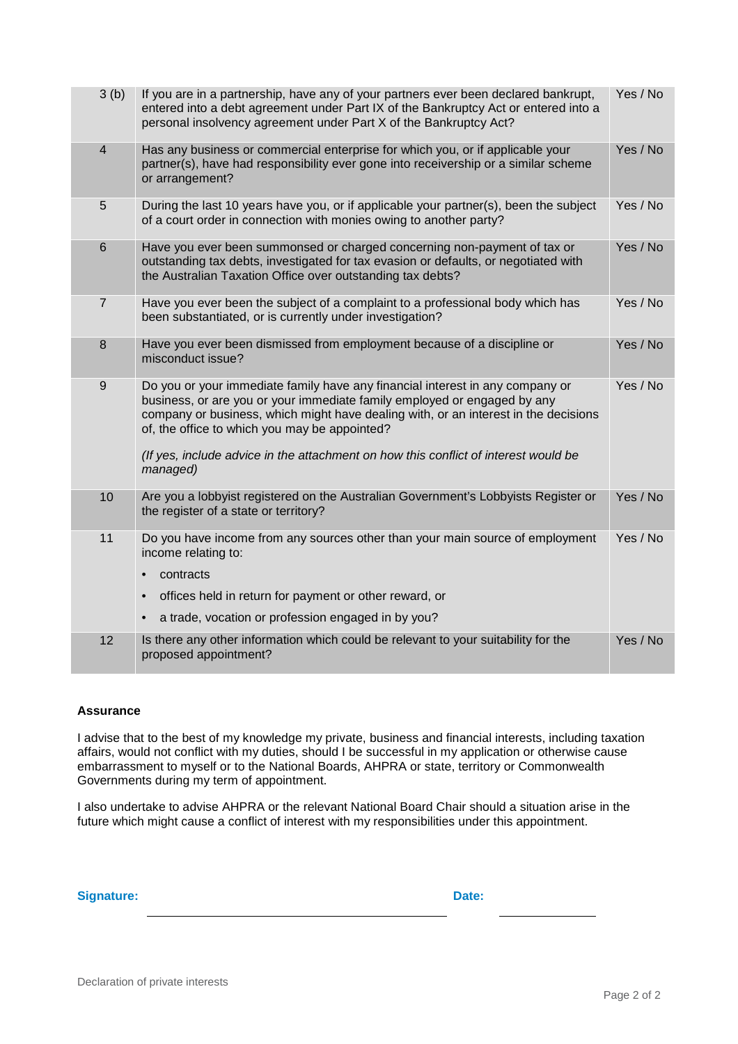| | | |
|---|---|---|
| 3 (b) | If you are in a partnership, have any of your partners ever been declared bankrupt, entered into a debt agreement under Part IX of the Bankruptcy Act or entered into a personal insolvency agreement under Part X of the Bankruptcy Act? | Yes / No |
| 4 | Has any business or commercial enterprise for which you, or if applicable your partner(s), have had responsibility ever gone into receivership or a similar scheme or arrangement? | Yes / No |
| 5 | During the last 10 years have you, or if applicable your partner(s), been the subject of a court order in connection with monies owing to another party? | Yes / No |
| 6 | Have you ever been summonsed or charged concerning non-payment of tax or outstanding tax debts, investigated for tax evasion or defaults, or negotiated with the Australian Taxation Office over outstanding tax debts? | Yes / No |
| 7 | Have you ever been the subject of a complaint to a professional body which has been substantiated, or is currently under investigation? | Yes / No |
| 8 | Have you ever been dismissed from employment because of a discipline or misconduct issue? | Yes / No |
| 9 | Do you or your immediate family have any financial interest in any company or business, or are you or your immediate family employed or engaged by any company or business, which might have dealing with, or an interest in the decisions of, the office to which you may be appointed? *(If yes, include advice in the attachment on how this conflict of interest would be managed)* | Yes / No |
| 10 | Are you a lobbyist registered on the Australian Government's Lobbyists Register or the register of a state or territory? | Yes / No |
| 11 | Do you have income from any sources other than your main source of employment income relating to: • contracts • offices held in return for payment or other reward, or • a trade, vocation or profession engaged in by you? | Yes / No |
| 12 | Is there any other information which could be relevant to your suitability for the proposed appointment? | Yes / No |

**Assurance**

I advise that to the best of my knowledge my private, business and financial interests, including taxation affairs, would not conflict with my duties, should I be successful in my application or otherwise cause embarrassment to myself or to the National Boards, AHPRA or state, territory or Commonwealth Governments during my term of appointment.

I also undertake to advise AHPRA or the relevant National Board Chair should a situation arise in the future which might cause a conflict of interest with my responsibilities under this appointment.

**Signature:** ______________________ **Date:** ____________